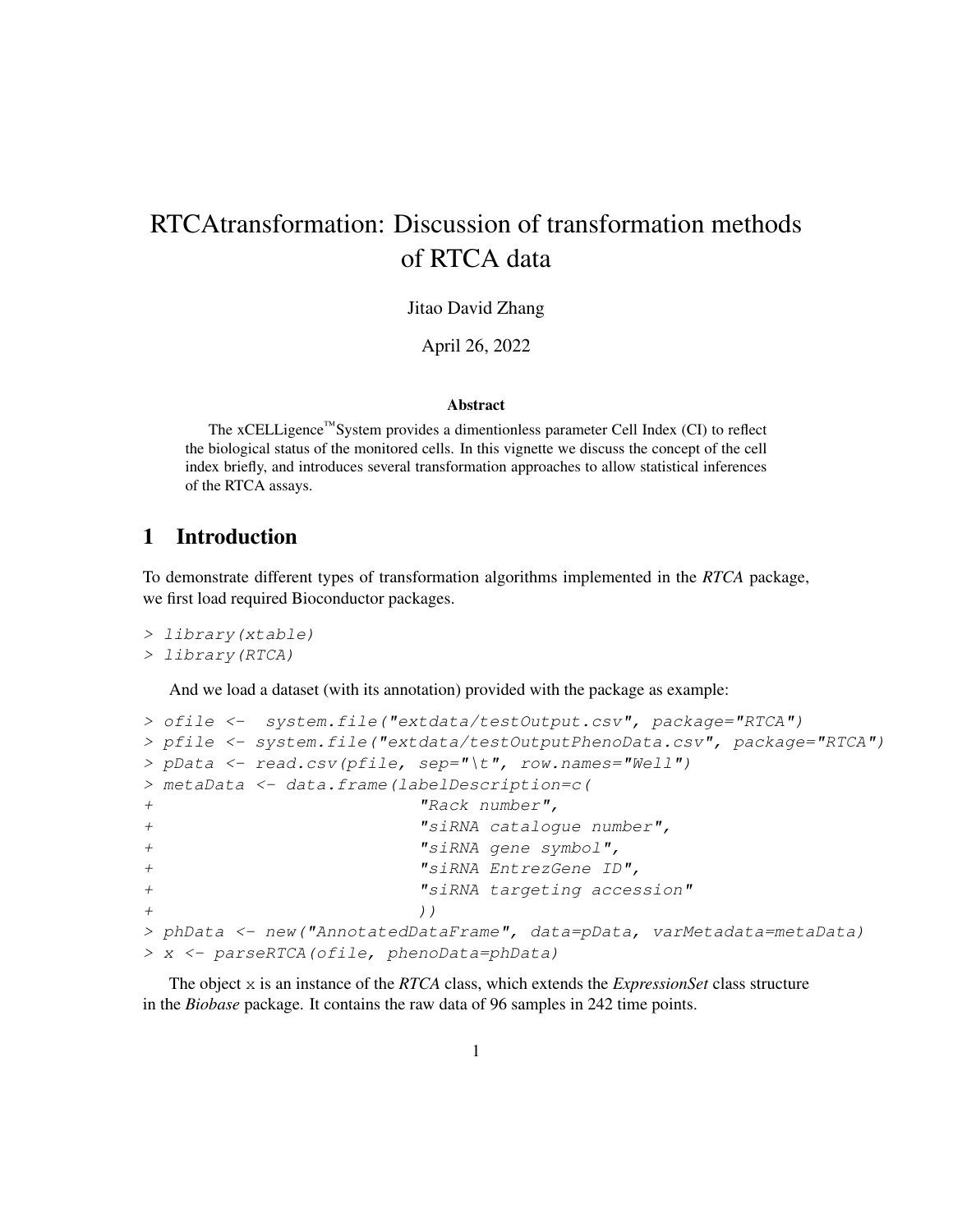# RTCAtransformation: Discussion of transformation methods of RTCA data

Jitao David Zhang

April 26, 2022

**Abstract**

The xCELLigence™System provides a dimentionless parameter Cell Index (CI) to reflect the biological status of the monitored cells. In this vignette we discuss the concept of the cell index briefly, and introduces several transformation approaches to allow statistical inferences of the RTCA assays.

## 1 Introduction

To demonstrate different types of transformation algorithms implemented in the *RTCA* package, we first load required Bioconductor packages.

```
> library(xtable)
> library(RTCA)
```

And we load a dataset (with its annotation) provided with the package as example:

```
> ofile <-  system.file("extdata/testOutput.csv", package="RTCA")
> pfile <- system.file("extdata/testOutputPhenoData.csv", package="RTCA")
> pData <- read.csv(pfile, sep="\t", row.names="Well")
> metaData <- data.frame(labelDescription=c(
+                          "Rack number",
+                          "siRNA catalogue number",
+                          "siRNA gene symbol",
+                          "siRNA EntrezGene ID",
+                          "siRNA targeting accession"
+                          ))
> phData <- new("AnnotatedDataFrame", data=pData, varMetadata=metaData)
> x <- parseRTCA(ofile, phenoData=phData)
```

The object `x` is an instance of the *RTCA* class, which extends the *ExpressionSet* class structure in the *Biobase* package. It contains the raw data of 96 samples in 242 time points.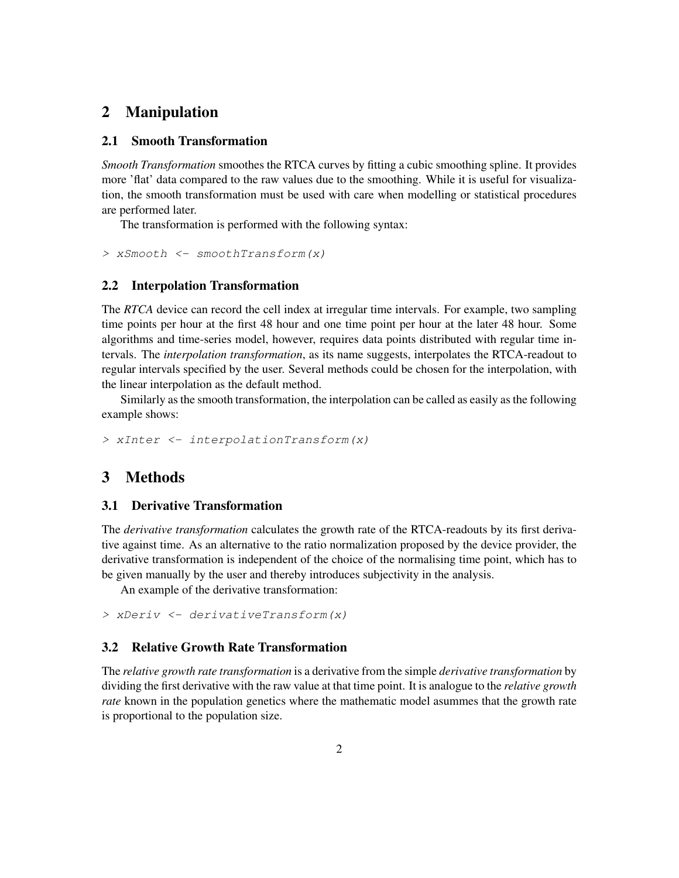## 2 Manipulation

### 2.1 Smooth Transformation

*Smooth Transformation* smoothes the RTCA curves by fitting a cubic smoothing spline. It provides more 'flat' data compared to the raw values due to the smoothing. While it is useful for visualization, the smooth transformation must be used with care when modelling or statistical procedures are performed later.

The transformation is performed with the following syntax:

```
> xSmooth <- smoothTransform(x)
```

### 2.2 Interpolation Transformation

The *RTCA* device can record the cell index at irregular time intervals. For example, two sampling time points per hour at the first 48 hour and one time point per hour at the later 48 hour. Some algorithms and time-series model, however, requires data points distributed with regular time intervals. The *interpolation transformation*, as its name suggests, interpolates the RTCA-readout to regular intervals specified by the user. Several methods could be chosen for the interpolation, with the linear interpolation as the default method.

Similarly as the smooth transformation, the interpolation can be called as easily as the following example shows:

```
> xInter <- interpolationTransform(x)
```

## 3 Methods

### 3.1 Derivative Transformation

The *derivative transformation* calculates the growth rate of the RTCA-readouts by its first derivative against time. As an alternative to the ratio normalization proposed by the device provider, the derivative transformation is independent of the choice of the normalising time point, which has to be given manually by the user and thereby introduces subjectivity in the analysis.

An example of the derivative transformation:

```
> xDeriv <- derivativeTransform(x)
```

### 3.2 Relative Growth Rate Transformation

The *relative growth rate transformation* is a derivative from the simple *derivative transformation* by dividing the first derivative with the raw value at that time point. It is analogue to the *relative growth rate* known in the population genetics where the mathematic model asummes that the growth rate is proportional to the population size.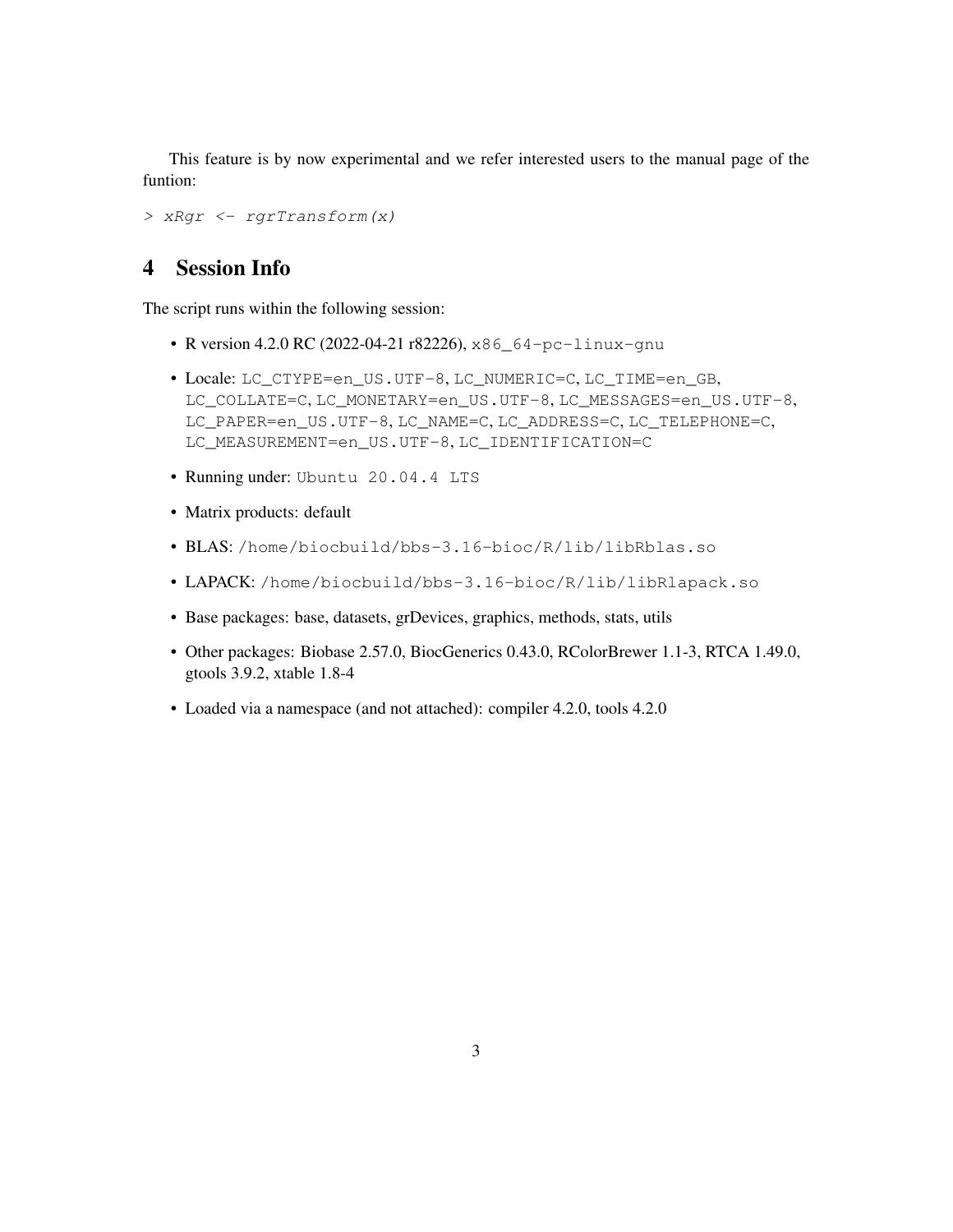This feature is by now experimental and we refer interested users to the manual page of the funtion:

```
> xRgr <- rgrTransform(x)
```

## 4 Session Info

The script runs within the following session:

- R version 4.2.0 RC (2022-04-21 r82226), `x86_64-pc-linux-gnu`
- Locale: `LC_CTYPE=en_US.UTF-8`, `LC_NUMERIC=C`, `LC_TIME=en_GB`, `LC_COLLATE=C`, `LC_MONETARY=en_US.UTF-8`, `LC_MESSAGES=en_US.UTF-8`, `LC_PAPER=en_US.UTF-8`, `LC_NAME=C`, `LC_ADDRESS=C`, `LC_TELEPHONE=C`, `LC_MEASUREMENT=en_US.UTF-8`, `LC_IDENTIFICATION=C`
- Running under: `Ubuntu 20.04.4 LTS`
- Matrix products: default
- BLAS: `/home/biocbuild/bbs-3.16-bioc/R/lib/libRblas.so`
- LAPACK: `/home/biocbuild/bbs-3.16-bioc/R/lib/libRlapack.so`
- Base packages: base, datasets, grDevices, graphics, methods, stats, utils
- Other packages: Biobase 2.57.0, BiocGenerics 0.43.0, RColorBrewer 1.1-3, RTCA 1.49.0, gtools 3.9.2, xtable 1.8-4
- Loaded via a namespace (and not attached): compiler 4.2.0, tools 4.2.0